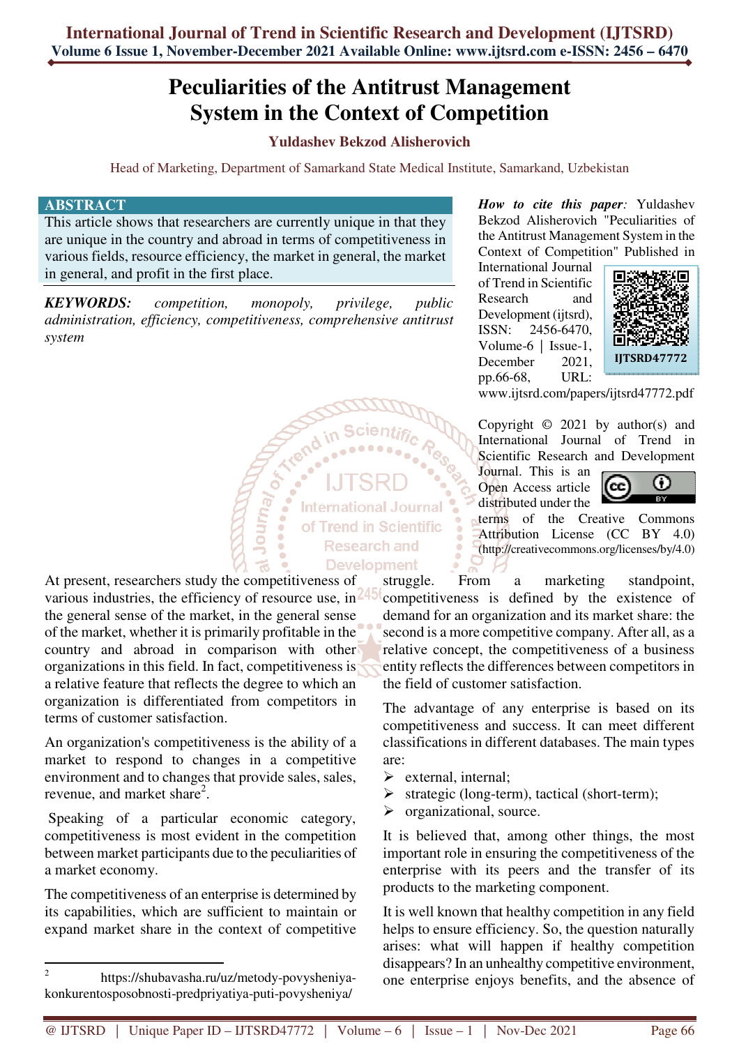# Peculiarities of the Antitrust Management System in the Context of Competition

**Yuldashev Bekzod Alisherovich**

Head of Marketing, Department of Samarkand State Medical Institute, Samarkand, Uzbekistan

## ABSTRACT

This article shows that researchers are currently unique in that they are unique in the country and abroad in terms of competitiveness in various fields, resource efficiency, the market in general, the market in general, and profit in the first place.

***KEYWORDS:*** *competition, monopoly, privilege, public administration, efficiency, competitiveness, comprehensive antitrust system*

***How to cite this paper:*** Yuldashev Bekzod Alisherovich "Peculiarities of the Antitrust Management System in the Context of Competition" Published in International Journal of Trend in Scientific Research and Development (ijtsrd), ISSN: 2456-6470, Volume-6 | Issue-1, December 2021, pp.66-68, URL: www.ijtsrd.com/papers/ijtsrd47772.pdf

IJTSRD47772

Copyright © 2021 by author(s) and International Journal of Trend in Scientific Research and Development Journal. This is an Open Access article distributed under the terms of the Creative Commons Attribution License (CC BY 4.0) (http://creativecommons.org/licenses/by/4.0)

At present, researchers study the competitiveness of various industries, the efficiency of resource use, in the general sense of the market, in the general sense of the market, whether it is primarily profitable in the country and abroad in comparison with other organizations in this field. In fact, competitiveness is a relative feature that reflects the degree to which an organization is differentiated from competitors in terms of customer satisfaction.

An organization's competitiveness is the ability of a market to respond to changes in a competitive environment and to changes that provide sales, sales, revenue, and market share[2].

Speaking of a particular economic category, competitiveness is most evident in the competition between market participants due to the peculiarities of a market economy.

The competitiveness of an enterprise is determined by its capabilities, which are sufficient to maintain or expand market share in the context of competitive struggle. From a marketing standpoint, competitiveness is defined by the existence of demand for an organization and its market share: the second is a more competitive company. After all, as a relative concept, the competitiveness of a business entity reflects the differences between competitors in the field of customer satisfaction.

The advantage of any enterprise is based on its competitiveness and success. It can meet different classifications in different databases. The main types are:

- external, internal;
- strategic (long-term), tactical (short-term);
- organizational, source.

It is believed that, among other things, the most important role in ensuring the competitiveness of the enterprise with its peers and the transfer of its products to the marketing component.

It is well known that healthy competition in any field helps to ensure efficiency. So, the question naturally arises: what will happen if healthy competition disappears? In an unhealthy competitive environment, one enterprise enjoys benefits, and the absence of

---

[2] https://shubavasha.ru/uz/metody-povysheniya-konkurentosposobnosti-predpriyatiya-puti-povysheniya/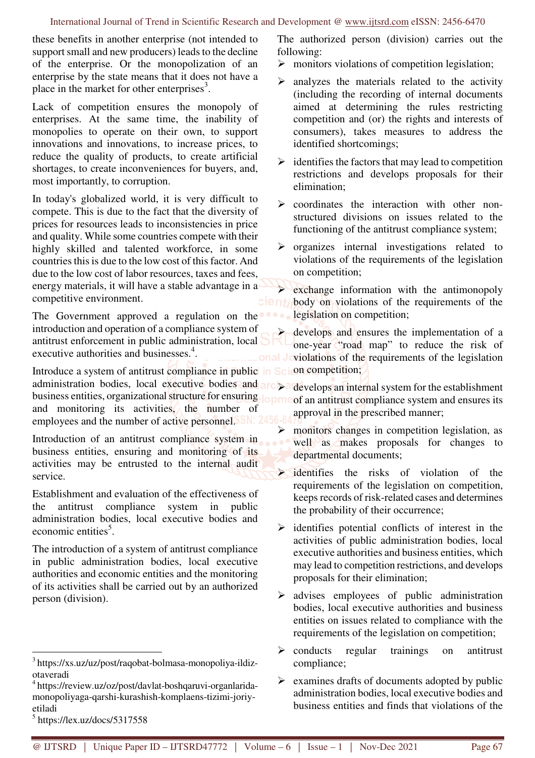these benefits in another enterprise (not intended to support small and new producers) leads to the decline of the enterprise. Or the monopolization of an enterprise by the state means that it does not have a place in the market for other enterprises[3].

Lack of competition ensures the monopoly of enterprises. At the same time, the inability of monopolies to operate on their own, to support innovations and innovations, to increase prices, to reduce the quality of products, to create artificial shortages, to create inconveniences for buyers, and, most importantly, to corruption.

In today's globalized world, it is very difficult to compete. This is due to the fact that the diversity of prices for resources leads to inconsistencies in price and quality. While some countries compete with their highly skilled and talented workforce, in some countries this is due to the low cost of this factor. And due to the low cost of labor resources, taxes and fees, energy materials, it will have a stable advantage in a competitive environment.

The Government approved a regulation on the introduction and operation of a compliance system of antitrust enforcement in public administration, local executive authorities and businesses.[4].

Introduce a system of antitrust compliance in public administration bodies, local executive bodies and business entities, organizational structure for ensuring and monitoring its activities, the number of employees and the number of active personnel.

Introduction of an antitrust compliance system in business entities, ensuring and monitoring of its activities may be entrusted to the internal audit service.

Establishment and evaluation of the effectiveness of the antitrust compliance system in public administration bodies, local executive bodies and economic entities[5].

The introduction of a system of antitrust compliance in public administration bodies, local executive authorities and economic entities and the monitoring of its activities shall be carried out by an authorized person (division).

The authorized person (division) carries out the following:

- monitors violations of competition legislation;
- analyzes the materials related to the activity (including the recording of internal documents aimed at determining the rules restricting competition and (or) the rights and interests of consumers), takes measures to address the identified shortcomings;
- identifies the factors that may lead to competition restrictions and develops proposals for their elimination;
- coordinates the interaction with other non-structured divisions on issues related to the functioning of the antitrust compliance system;
- organizes internal investigations related to violations of the requirements of the legislation on competition;
- exchange information with the antimonopoly body on violations of the requirements of the legislation on competition;
- develops and ensures the implementation of a one-year "road map" to reduce the risk of violations of the requirements of the legislation on competition;
- develops an internal system for the establishment of an antitrust compliance system and ensures its approval in the prescribed manner;
- monitors changes in competition legislation, as well as makes proposals for changes to departmental documents;
- identifies the risks of violation of the requirements of the legislation on competition, keeps records of risk-related cases and determines the probability of their occurrence;
- identifies potential conflicts of interest in the activities of public administration bodies, local executive authorities and business entities, which may lead to competition restrictions, and develops proposals for their elimination;
- advises employees of public administration bodies, local executive authorities and business entities on issues related to compliance with the requirements of the legislation on competition;
- conducts regular trainings on antitrust compliance;
- examines drafts of documents adopted by public administration bodies, local executive bodies and business entities and finds that violations of the

---

[3] https://xs.uz/uz/post/raqobat-bolmasa-monopoliya-ildiz-otaveradi

[4] https://review.uz/oz/post/davlat-boshqaruvi-organlarida-monopoliyaga-qarshi-kurashish-komplaens-tizimi-joriy-etiladi

[5] https://lex.uz/docs/5317558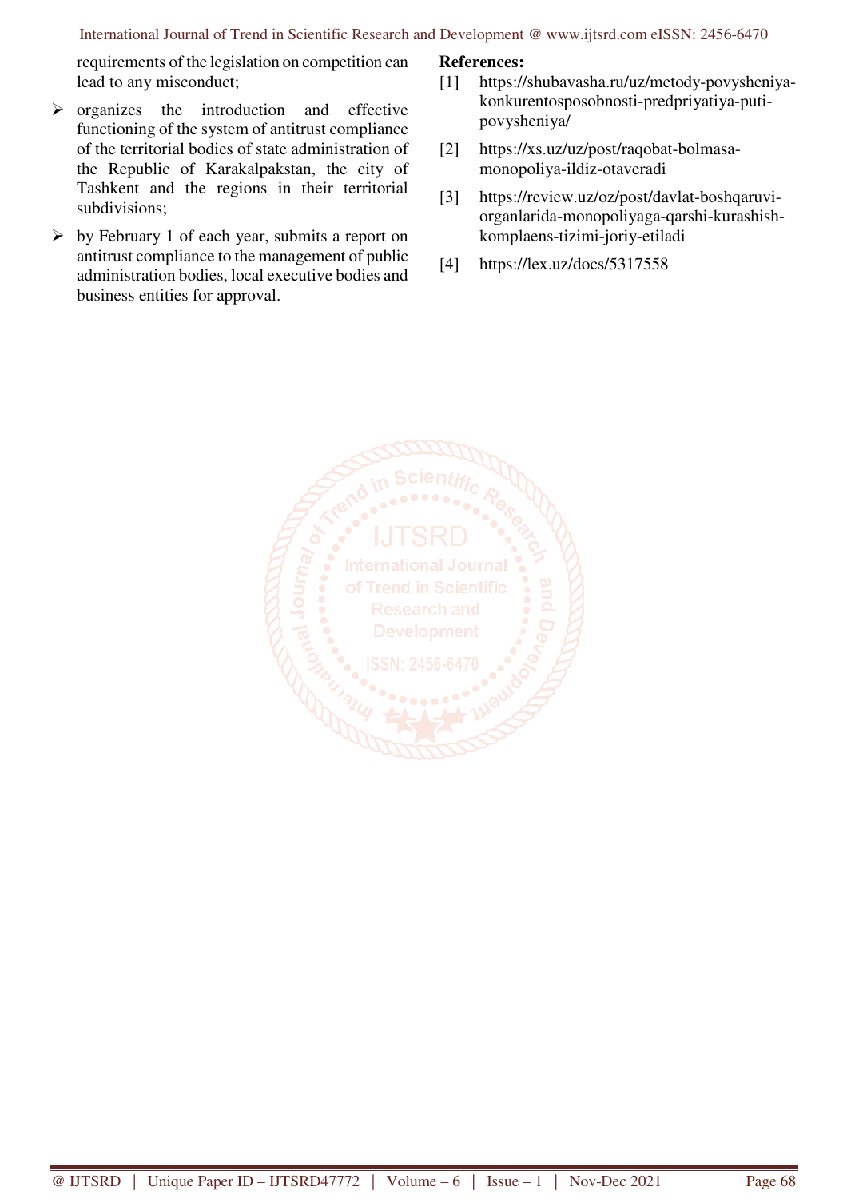requirements of the legislation on competition can lead to any misconduct;

- organizes the introduction and effective functioning of the system of antitrust compliance of the territorial bodies of state administration of the Republic of Karakalpakstan, the city of Tashkent and the regions in their territorial subdivisions;
- by February 1 of each year, submits a report on antitrust compliance to the management of public administration bodies, local executive bodies and business entities for approval.

**References:**

[1] https://shubavasha.ru/uz/metody-povysheniya-konkurentosposobnosti-predpriyatiya-puti-povysheniya/

[2] https://xs.uz/uz/post/raqobat-bolmasa-monopoliya-ildiz-otaveradi

[3] https://review.uz/oz/post/davlat-boshqaruvi-organlarida-monopoliyaga-qarshi-kurashish-komplaens-tizimi-joriy-etiladi

[4] https://lex.uz/docs/5317558